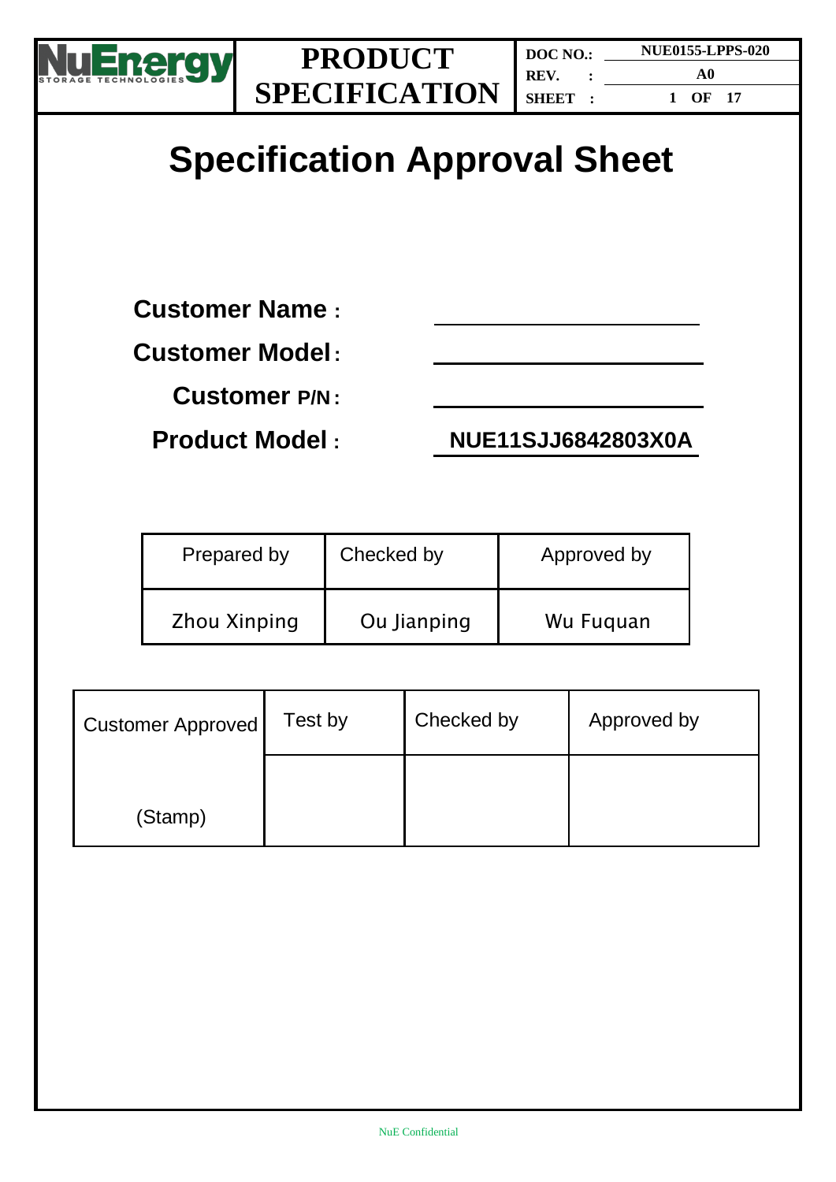# Specification Approval Sheet

**Customer Name :** ____________________

**Customer Model :** ____________________

**Customer P/N :** ____________________

**Product Model :** **NUE11SJJ6842803X0A**

| Prepared by | Checked by | Approved by |
|---|---|---|
| Zhou Xinping | Ou Jianping | Wu Fuquan |

| Customer Approved | Test by | Checked by | Approved by |
|---|---|---|---|
| (Stamp) | | | |

NuE Confidential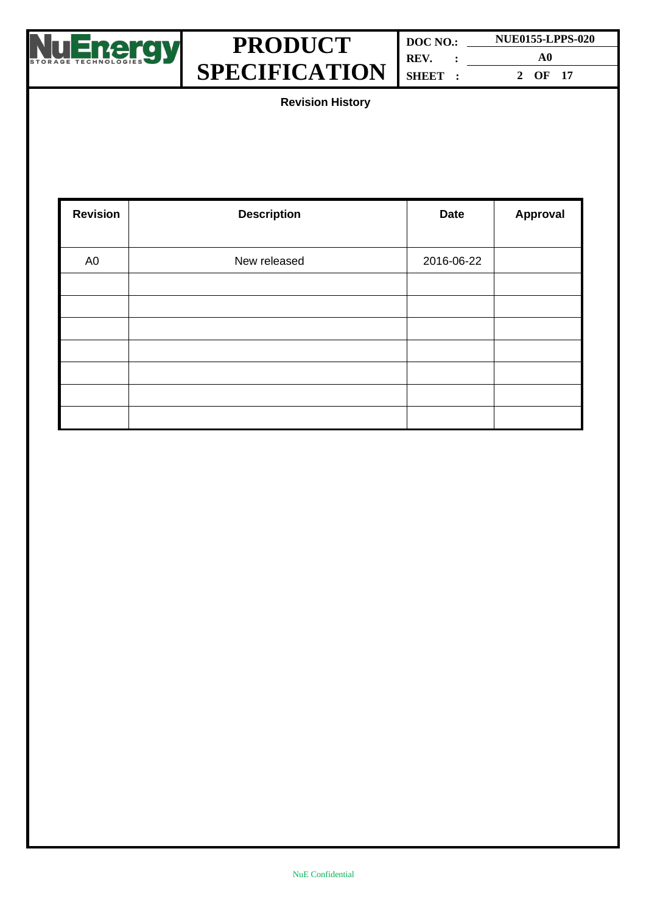**Revision History**

| Revision | Description | Date | Approval |
|---|---|---|---|
| A0 | New released | 2016-06-22 | |
| | | | |
| | | | |
| | | | |
| | | | |
| | | | |
| | | | |
| | | | |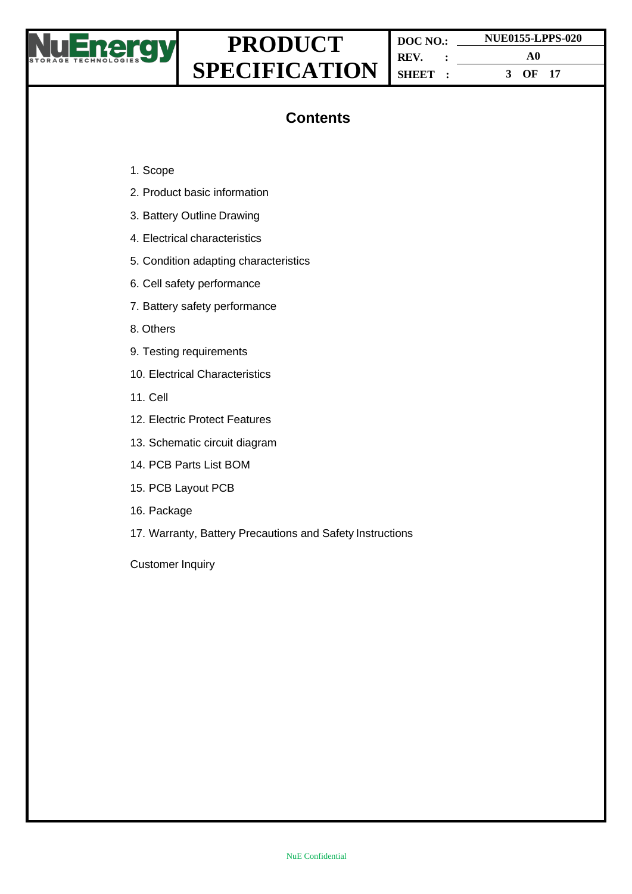# Contents

1. Scope
2. Product basic information
3. Battery Outline Drawing
4. Electrical characteristics
5. Condition adapting characteristics
6. Cell safety performance
7. Battery safety performance
8. Others
9. Testing requirements
10. Electrical Characteristics
11. Cell
12. Electric Protect Features
13. Schematic circuit diagram
14. PCB Parts List BOM
15. PCB Layout PCB
16. Package
17. Warranty, Battery Precautions and Safety Instructions

Customer Inquiry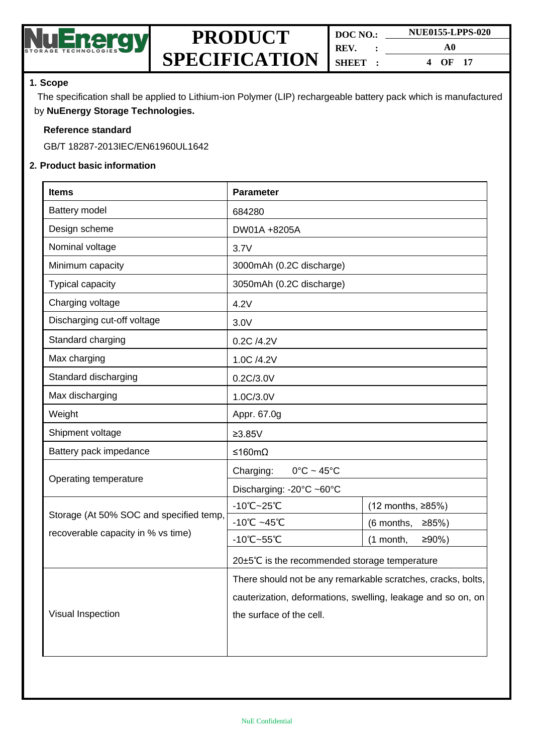## 1. Scope

The specification shall be applied to Lithium-ion Polymer (LIP) rechargeable battery pack which is manufactured by **NuEnergy Storage Technologies.**

**Reference standard**

GB/T 18287-2013IEC/EN61960UL1642

## 2. Product basic information

| **Items** | **Parameter** | |
|---|---|---|
| Battery model | 684280 | |
| Design scheme | DW01A +8205A | |
| Nominal voltage | 3.7V | |
| Minimum capacity | 3000mAh (0.2C discharge) | |
| Typical capacity | 3050mAh (0.2C discharge) | |
| Charging voltage | 4.2V | |
| Discharging cut-off voltage | 3.0V | |
| Standard charging | 0.2C /4.2V | |
| Max charging | 1.0C /4.2V | |
| Standard discharging | 0.2C/3.0V | |
| Max discharging | 1.0C/3.0V | |
| Weight | Appr. 67.0g | |
| Shipment voltage | ≥3.85V | |
| Battery pack impedance | ≤160mΩ | |
| Operating temperature | Charging: 0°C ~ 45°C | |
| | Discharging: -20°C ~60°C | |
| Storage (At 50% SOC and specified temp, recoverable capacity in % vs time) | -10℃~25℃ | (12 months, ≥85%) |
| | -10℃ ~45℃ | (6 months, ≥85%) |
| | -10℃~55℃ | (1 month, ≥90%) |
| | 20±5℃ is the recommended storage temperature | |
| Visual Inspection | There should not be any remarkable scratches, cracks, bolts, cauterization, deformations, swelling, leakage and so on, on the surface of the cell. | |

NuE Confidential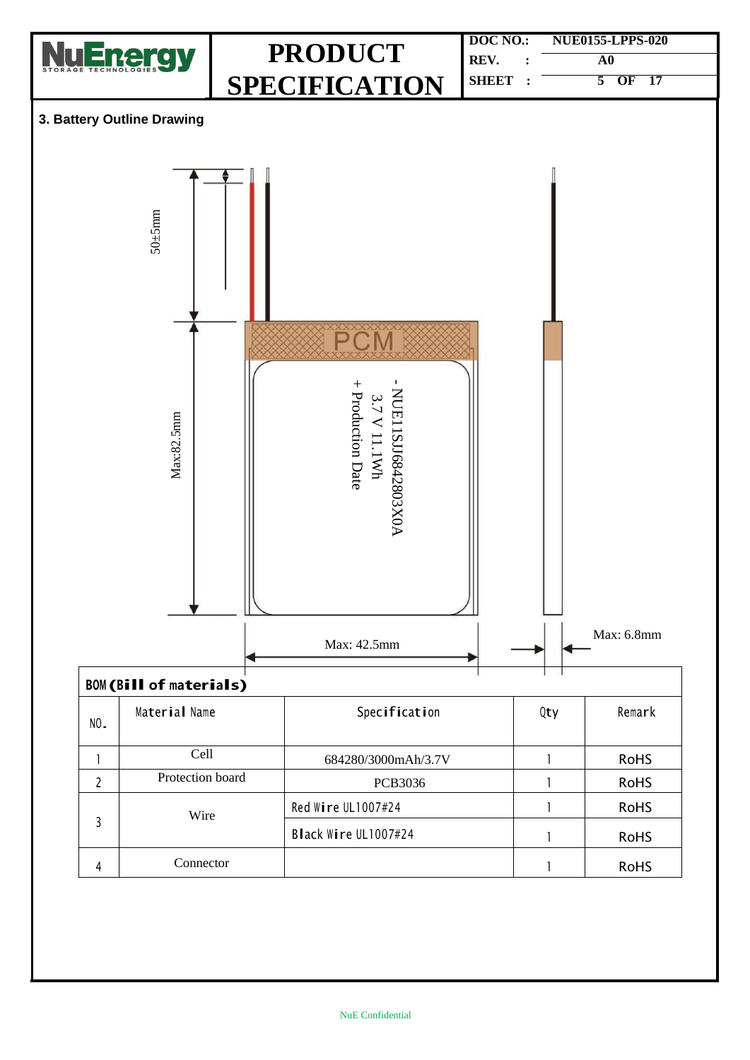## 3. Battery Outline Drawing

50±5mm

Max:82.5mm

PCM

- NUE11SJ684280 3X0A
3.7 V 11.1Wh
+ Production Date

Max: 42.5mm

Max: 6.8mm

**BOM (Bill of materials)**

| NO. | Material Name | Specification | Qty | Remark |
|---|---|---|---|---|
| 1 | Cell | 684280/3000mAh/3.7V | 1 | RoHS |
| 2 | Protection board | PCB3036 | 1 | RoHS |
| 3 | Wire | Red Wire UL1007#24 | 1 | RoHS |
| | | Black Wire UL1007#24 | 1 | RoHS |
| 4 | Connector | | 1 | RoHS |

NuE Confidential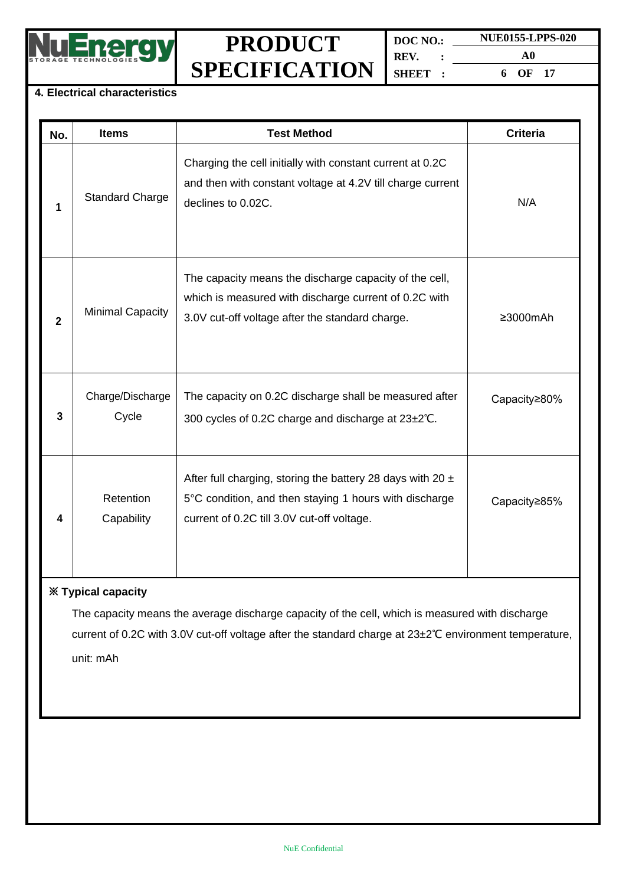## 4. Electrical characteristics

| No. | Items | Test Method | Criteria |
|---|---|---|---|
| 1 | Standard Charge | Charging the cell initially with constant current at 0.2C and then with constant voltage at 4.2V till charge current declines to 0.02C. | N/A |
| 2 | Minimal Capacity | The capacity means the discharge capacity of the cell, which is measured with discharge current of 0.2C with 3.0V cut-off voltage after the standard charge. | ≥3000mAh |
| 3 | Charge/Discharge Cycle | The capacity on 0.2C discharge shall be measured after 300 cycles of 0.2C charge and discharge at 23±2℃. | Capacity≥80% |
| 4 | Retention Capability | After full charging, storing the battery 28 days with 20 ± 5°C condition, and then staying 1 hours with discharge current of 0.2C till 3.0V cut-off voltage. | Capacity≥85% |

**※ Typical capacity**

The capacity means the average discharge capacity of the cell, which is measured with discharge current of 0.2C with 3.0V cut-off voltage after the standard charge at 23±2℃ environment temperature, unit: mAh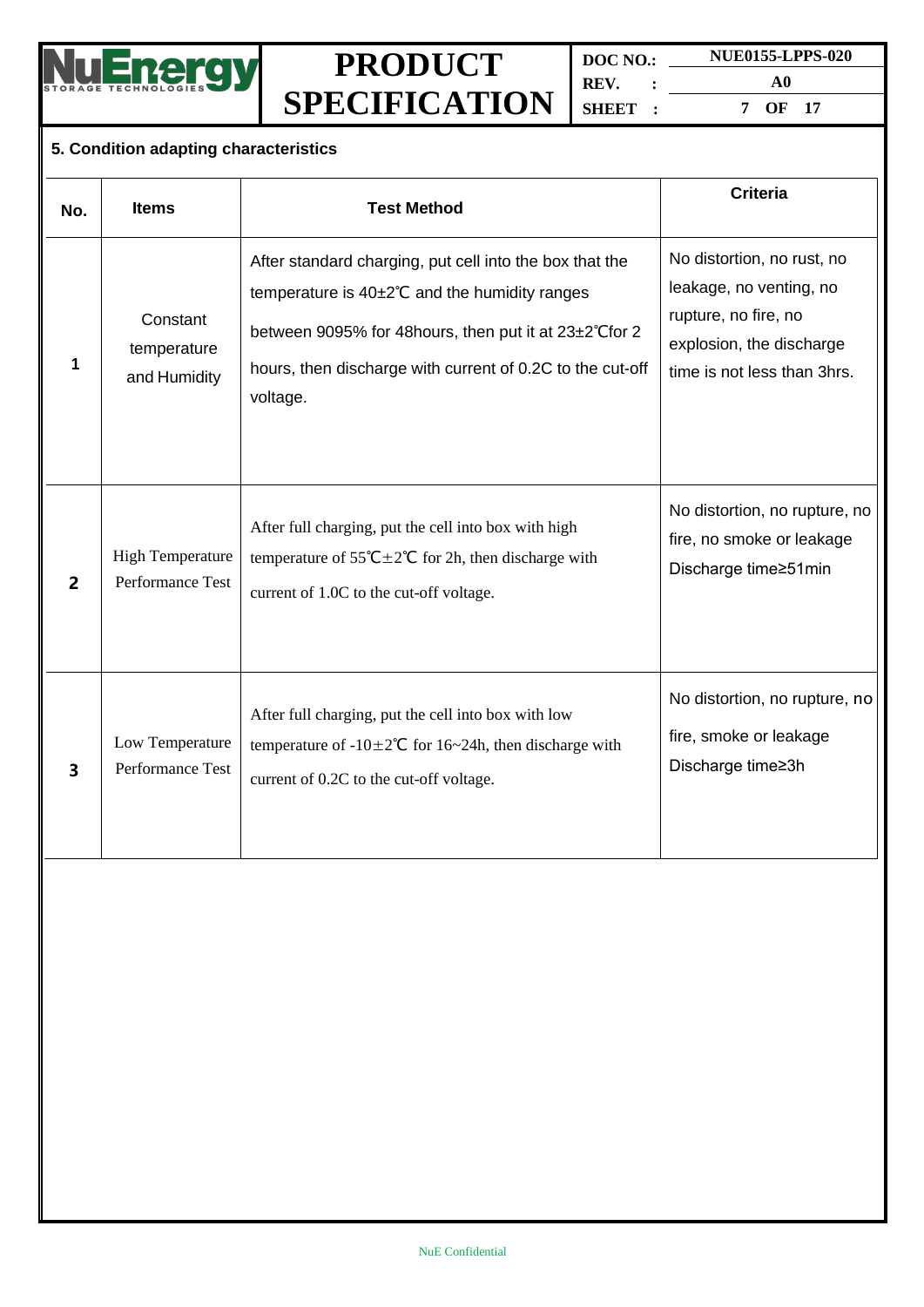## 5. Condition adapting characteristics

| No. | Items | Test Method | Criteria |
|---|---|---|---|
| 1 | Constant temperature and Humidity | After standard charging, put cell into the box that the temperature is 40±2℃ and the humidity ranges between 9095% for 48hours, then put it at 23±2℃for 2 hours, then discharge with current of 0.2C to the cut-off voltage. | No distortion, no rust, no leakage, no venting, no rupture, no fire, no explosion, the discharge time is not less than 3hrs. |
| 2 | High Temperature Performance Test | After full charging, put the cell into box with high temperature of 55℃±2℃ for 2h, then discharge with current of 1.0C to the cut-off voltage. | No distortion, no rupture, no fire, no smoke or leakage Discharge time≥51min |
| 3 | Low Temperature Performance Test | After full charging, put the cell into box with low temperature of -10±2℃ for 16~24h, then discharge with current of 0.2C to the cut-off voltage. | No distortion, no rupture, no fire, smoke or leakage Discharge time≥3h |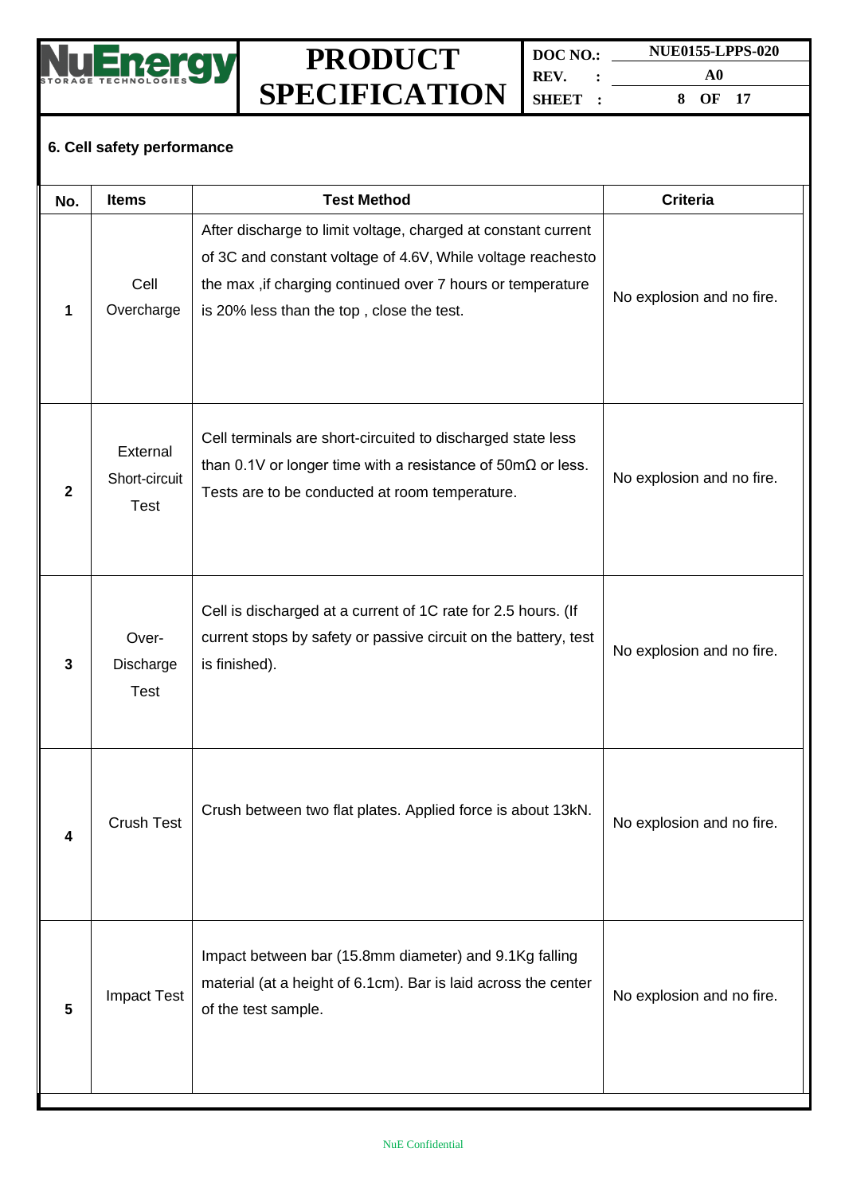## 6. Cell safety performance

| No. | Items | Test Method | Criteria |
|---|---|---|---|
| 1 | Cell Overcharge | After discharge to limit voltage, charged at constant current of 3C and constant voltage of 4.6V, While voltage reachesto the max ,if charging continued over 7 hours or temperature is 20% less than the top , close the test. | No explosion and no fire. |
| 2 | External Short-circuit Test | Cell terminals are short-circuited to discharged state less than 0.1V or longer time with a resistance of 50mΩ or less. Tests are to be conducted at room temperature. | No explosion and no fire. |
| 3 | Over-Discharge Test | Cell is discharged at a current of 1C rate for 2.5 hours. (If current stops by safety or passive circuit on the battery, test is finished). | No explosion and no fire. |
| 4 | Crush Test | Crush between two flat plates. Applied force is about 13kN. | No explosion and no fire. |
| 5 | Impact Test | Impact between bar (15.8mm diameter) and 9.1Kg falling material (at a height of 6.1cm). Bar is laid across the center of the test sample. | No explosion and no fire. |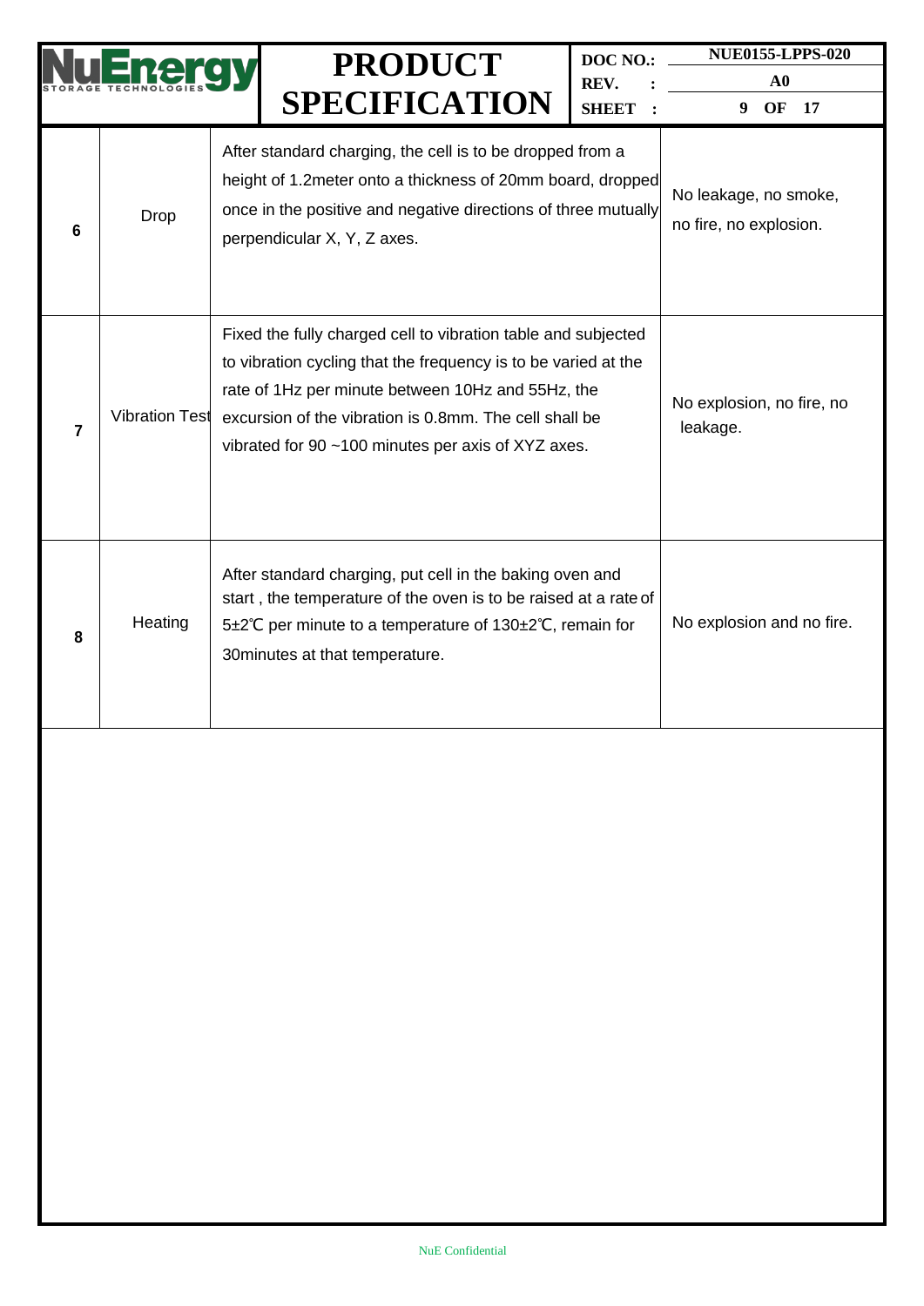| 6 | Drop | After standard charging, the cell is to be dropped from a height of 1.2meter onto a thickness of 20mm board, dropped once in the positive and negative directions of three mutually perpendicular X, Y, Z axes. | No leakage, no smoke, no fire, no explosion. |
|---|---|---|---|
| 7 | Vibration Test | Fixed the fully charged cell to vibration table and subjected to vibration cycling that the frequency is to be varied at the rate of 1Hz per minute between 10Hz and 55Hz, the excursion of the vibration is 0.8mm. The cell shall be vibrated for 90 ~100 minutes per axis of XYZ axes. | No explosion, no fire, no leakage. |
| 8 | Heating | After standard charging, put cell in the baking oven and start , the temperature of the oven is to be raised at a rate of 5±2℃ per minute to a temperature of 130±2℃, remain for 30minutes at that temperature. | No explosion and no fire. |

NuE Confidential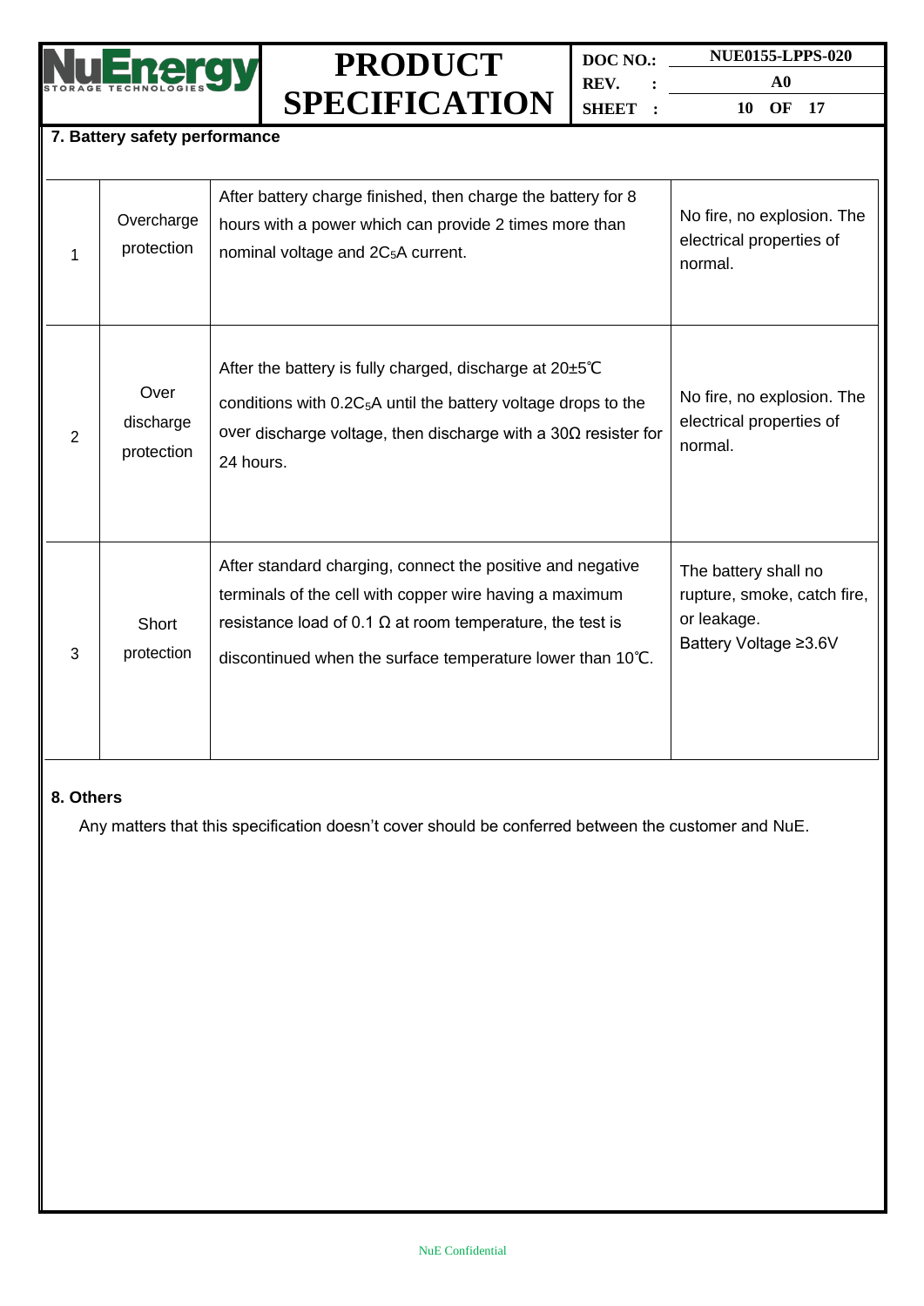## 7. Battery safety performance

| | | | |
|---|---|---|---|
| 1 | Overcharge protection | After battery charge finished, then charge the battery for 8 hours with a power which can provide 2 times more than nominal voltage and $2C_5$A current. | No fire, no explosion. The electrical properties of normal. |
| 2 | Over discharge protection | After the battery is fully charged, discharge at 20±5℃ conditions with $0.2C_5$A until the battery voltage drops to the over discharge voltage, then discharge with a 30Ω resister for 24 hours. | No fire, no explosion. The electrical properties of normal. |
| 3 | Short protection | After standard charging, connect the positive and negative terminals of the cell with copper wire having a maximum resistance load of 0.1 Ω at room temperature, the test is discontinued when the surface temperature lower than 10℃. | The battery shall no rupture, smoke, catch fire, or leakage.<br>Battery Voltage ≥3.6V |

## 8. Others

Any matters that this specification doesn't cover should be conferred between the customer and NuE.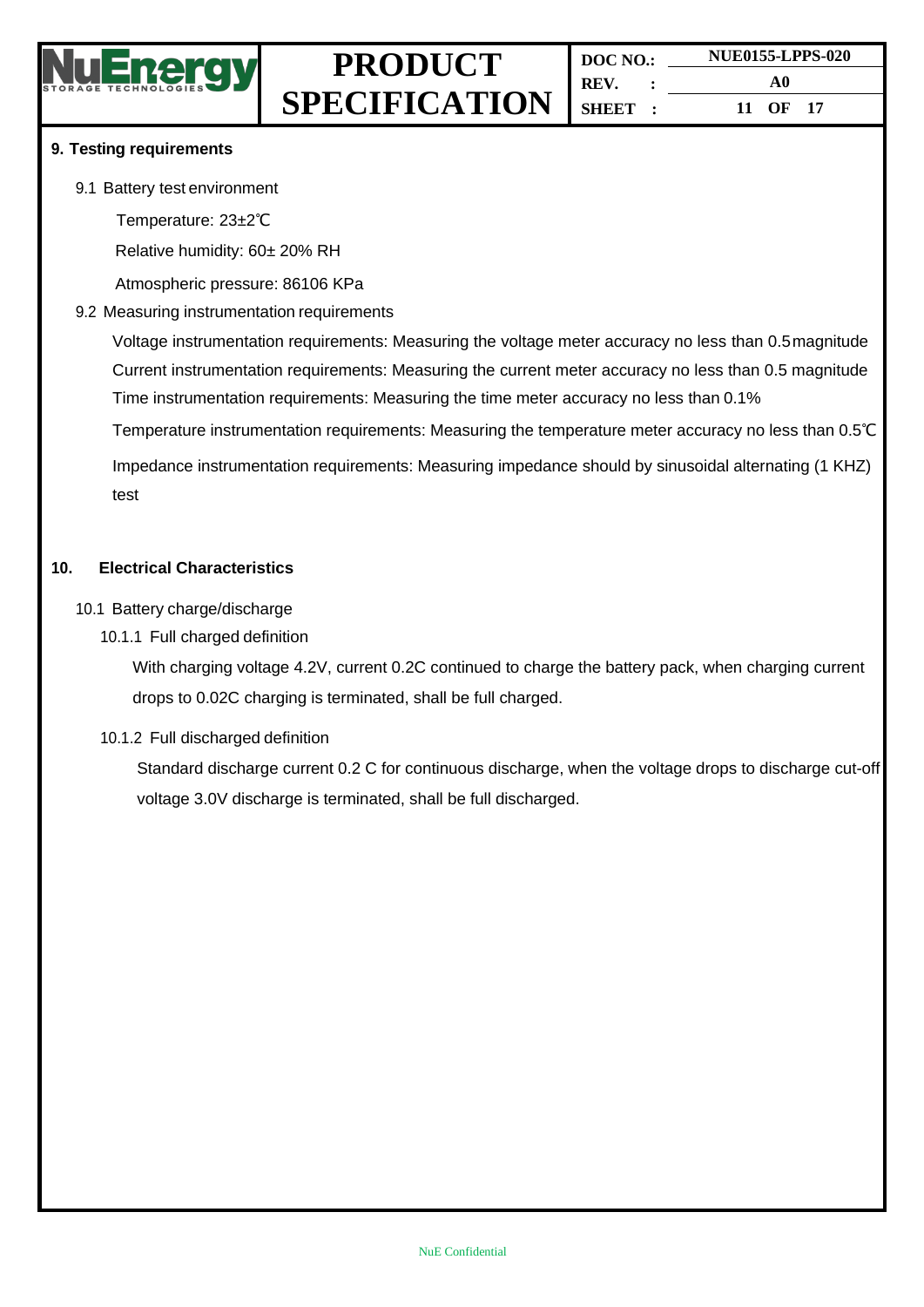## 9. Testing requirements

9.1 Battery test environment

Temperature: 23±2℃

Relative humidity: 60± 20% RH

Atmospheric pressure: 86106 KPa

9.2 Measuring instrumentation requirements

Voltage instrumentation requirements: Measuring the voltage meter accuracy no less than 0.5 magnitude

Current instrumentation requirements: Measuring the current meter accuracy no less than 0.5 magnitude

Time instrumentation requirements: Measuring the time meter accuracy no less than 0.1%

Temperature instrumentation requirements: Measuring the temperature meter accuracy no less than 0.5℃

Impedance instrumentation requirements: Measuring impedance should by sinusoidal alternating (1 KHZ) test

## 10. Electrical Characteristics

10.1 Battery charge/discharge

10.1.1 Full charged definition

With charging voltage 4.2V, current 0.2C continued to charge the battery pack, when charging current drops to 0.02C charging is terminated, shall be full charged.

10.1.2 Full discharged definition

Standard discharge current 0.2 C for continuous discharge, when the voltage drops to discharge cut-off voltage 3.0V discharge is terminated, shall be full discharged.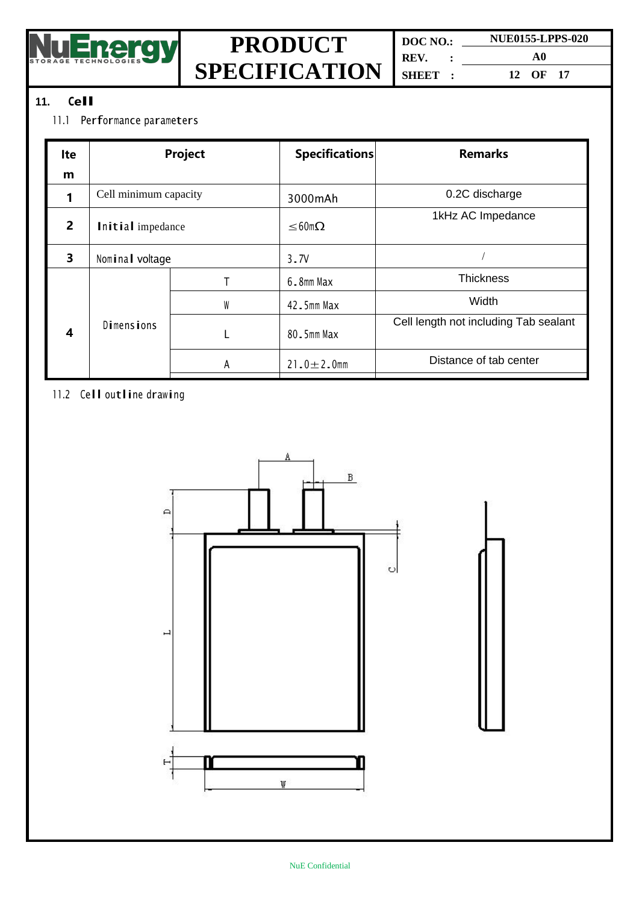## 11. Cell

### 11.1 Performance parameters

| Item | Project | | Specifications | Remarks |
|---|---|---|---|---|
| 1 | Cell minimum capacity | | 3000mAh | 0.2C discharge |
| 2 | Initial impedance | | ≤60mΩ | 1kHz AC Impedance |
| 3 | Nominal voltage | | 3.7V | / |
| 4 | Dimensions | T | 6.8mm Max | Thickness |
| | | W | 42.5mm Max | Width |
| | | L | 80.5mm Max | Cell length not including Tab sealant |
| | | A | 21.0±2.0mm | Distance of tab center |

### 11.2 Cell outline drawing

A B D C L T W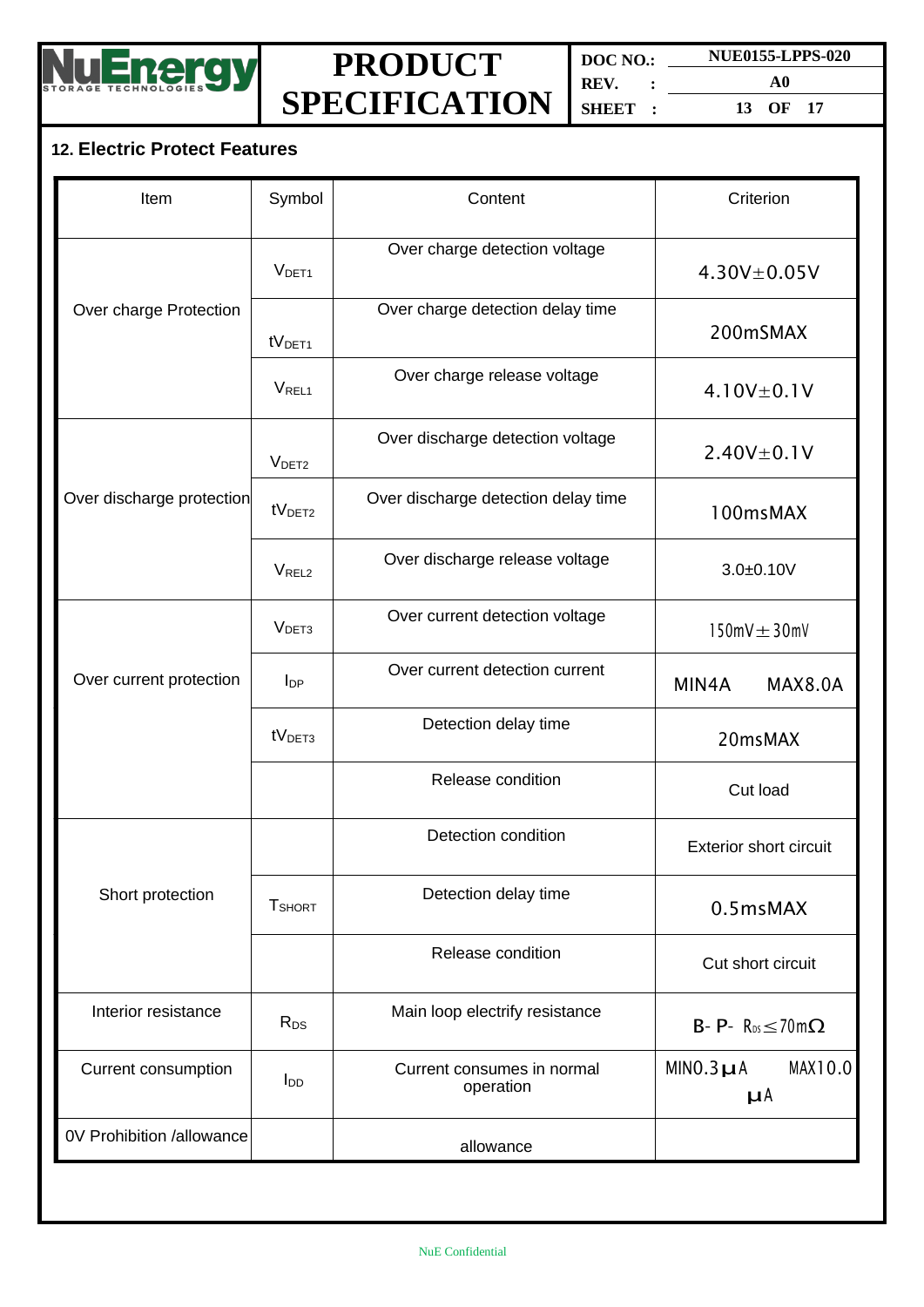## 12. Electric Protect Features

| Item | Symbol | Content | Criterion |
|---|---|---|---|
| Over charge Protection | $V_{DET1}$ | Over charge detection voltage | 4.30V±0.05V |
| | $tV_{DET1}$ | Over charge detection delay time | 200mSMAX |
| | $V_{REL1}$ | Over charge release voltage | 4.10V±0.1V |
| Over discharge protection | $V_{DET2}$ | Over discharge detection voltage | 2.40V±0.1V |
| | $tV_{DET2}$ | Over discharge detection delay time | 100msMAX |
| | $V_{REL2}$ | Over discharge release voltage | 3.0±0.10V |
| Over current protection | $V_{DET3}$ | Over current detection voltage | 150mV±30mV |
| | $I_{DP}$ | Over current detection current | MIN4A MAX8.0A |
| | $tV_{DET3}$ | Detection delay time | 20msMAX |
| | | Release condition | Cut load |
| Short protection | | Detection condition | Exterior short circuit |
| | $T_{SHORT}$ | Detection delay time | 0.5msMAX |
| | | Release condition | Cut short circuit |
| Interior resistance | $R_{DS}$ | Main loop electrify resistance | B- P- $R_{DS}$≤70mΩ |
| Current consumption | $I_{DD}$ | Current consumes in normal operation | MIN0.3μA MAX10.0μA |
| 0V Prohibition /allowance | | allowance | |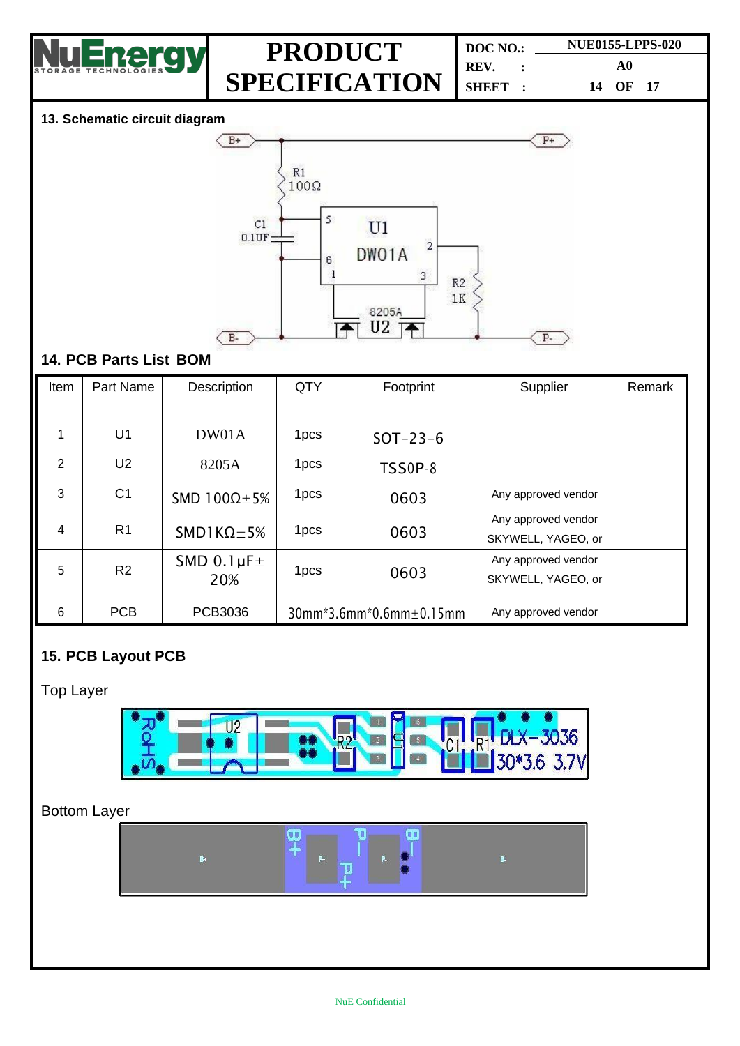## 13. Schematic circuit diagram

## 14. PCB Parts List BOM

| Item | Part Name | Description | QTY | Footprint | Supplier | Remark |
|---|---|---|---|---|---|---|
| 1 | U1 | DW01A | 1pcs | SOT-23-6 | | |
| 2 | U2 | 8205A | 1pcs | TSSOP-8 | | |
| 3 | C1 | SMD 100Ω±5% | 1pcs | 0603 | Any approved vendor | |
| 4 | R1 | SMD1KΩ±5% | 1pcs | 0603 | Any approved vendor SKYWELL, YAGEO, or | |
| 5 | R2 | SMD 0.1μF± 20% | 1pcs | 0603 | Any approved vendor SKYWELL, YAGEO, or | |
| 6 | PCB | PCB3036 | 30mm*3.6mm*0.6mm±0.15mm | | Any approved vendor | |

## 15. PCB Layout PCB

Top Layer

Bottom Layer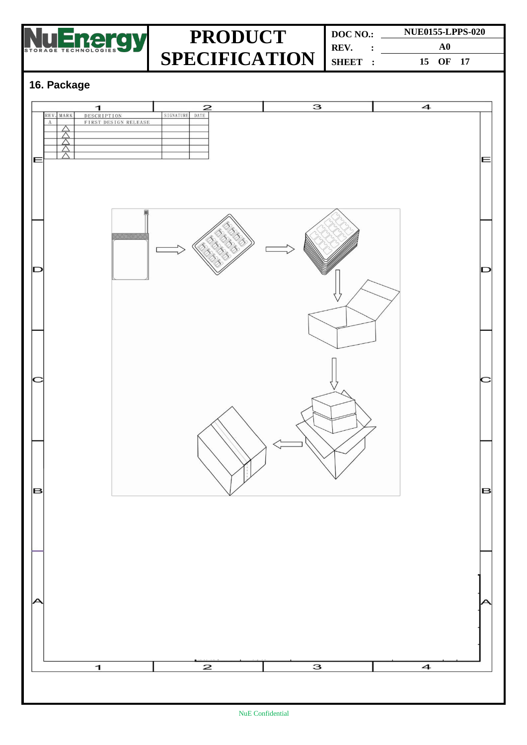## 16. Package

| REV. | MARK | DESCRIPTION | SIGNATURE | DATE |
|---|---|---|---|---|
| A | | FIRST DESIGN RELEASE | | |
| | △ | | | |
| | △ | | | |
| | △ | | | |
| | △ | | | |
| | △ | | | |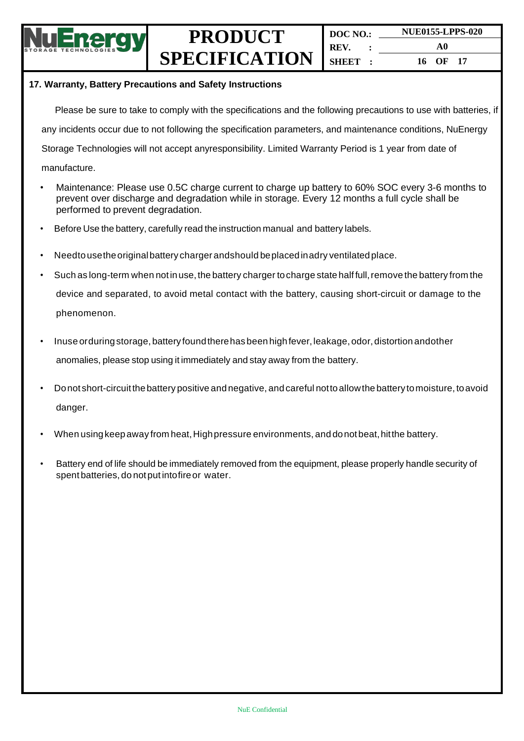## 17. Warranty, Battery Precautions and Safety Instructions

Please be sure to take to comply with the specifications and the following precautions to use with batteries, if any incidents occur due to not following the specification parameters, and maintenance conditions, NuEnergy Storage Technologies will not accept anyresponsibility. Limited Warranty Period is 1 year from date of manufacture.

- Maintenance: Please use 0.5C charge current to charge up battery to 60% SOC every 3-6 months to prevent over discharge and degradation while in storage. Every 12 months a full cycle shall be performed to prevent degradation.
- Before Use the battery, carefully read the instruction manual and battery labels.
- Needtousetheoriginal battery charger andshould beplaced inadry ventilated place.
- Such as long-term when not in use, the battery charger to charge state half full, remove the battery from the device and separated, to avoid metal contact with the battery, causing short-circuit or damage to the phenomenon.
- Inuse orduring storage, battery found there has been high fever, leakage, odor, distortion andother anomalies, please stop using it immediately and stay away from the battery.
- Do not short-circuit the battery positive and negative, and careful not to allow the battery to moisture, to avoid danger.
- When using keep away from heat, High pressure environments, and do not beat, hit the battery.
- Battery end of life should be immediately removed from the equipment, please properly handle security of spent batteries, do not put into fire or water.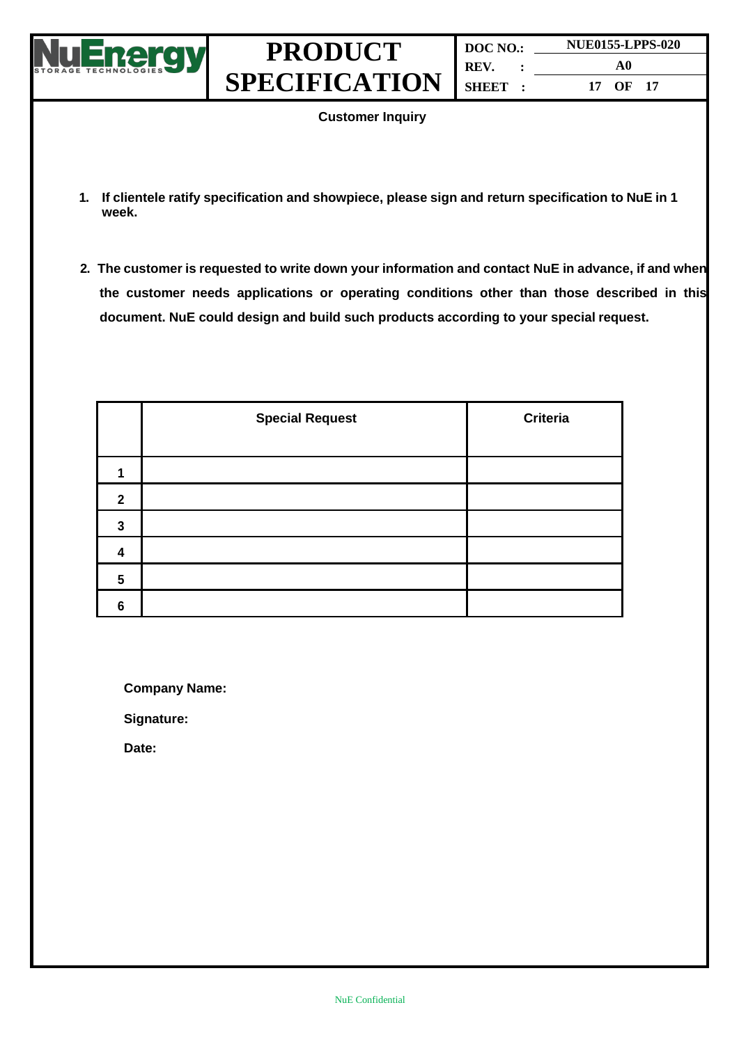**Customer Inquiry**

1. **If clientele ratify specification and showpiece, please sign and return specification to NuE in 1 week.**

2. **The customer is requested to write down your information and contact NuE in advance, if and when the customer needs applications or operating conditions other than those described in this document. NuE could design and build such products according to your special request.**

| | Special Request | Criteria |
|---|---|---|
| 1 | | |
| 2 | | |
| 3 | | |
| 4 | | |
| 5 | | |
| 6 | | |

**Company Name:**

**Signature:**

**Date:**

NuE Confidential